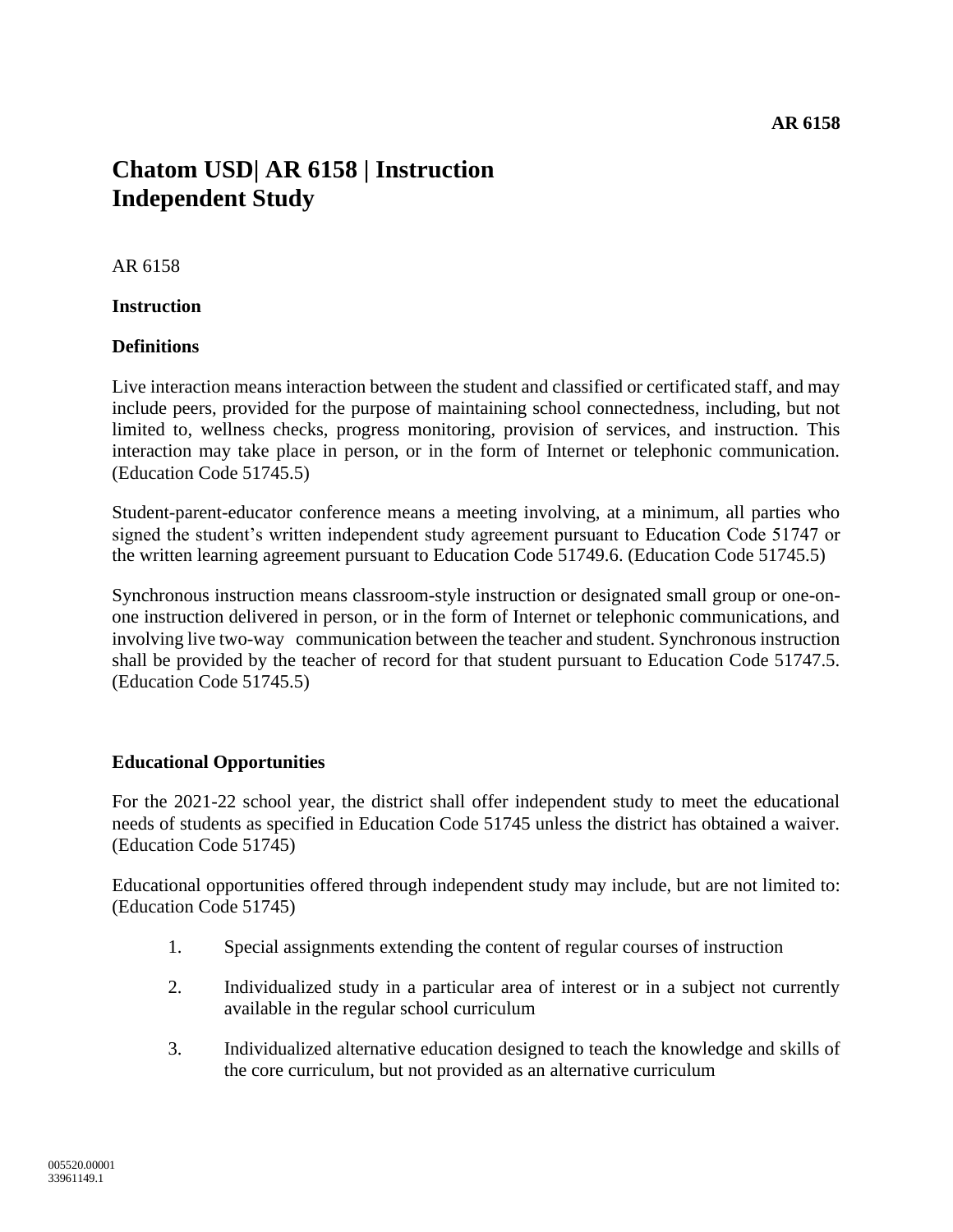# Chatom USD| AR 6158 | Instruction Independent Study

AR 6158

**Instruction**

**Definitions**

Live interaction means interaction between the student and classified or certificated staff, and may include peers, provided for the purpose of maintaining school connectedness, including, but not limited to, wellness checks, progress monitoring, provision of services, and instruction. This interaction may take place in person, or in the form of Internet or telephonic communication. (Education Code 51745.5)

Student-parent-educator conference means a meeting involving, at a minimum, all parties who signed the student's written independent study agreement pursuant to Education Code 51747 or the written learning agreement pursuant to Education Code 51749.6. (Education Code 51745.5)

Synchronous instruction means classroom-style instruction or designated small group or one-on-one instruction delivered in person, or in the form of Internet or telephonic communications, and involving live two-way communication between the teacher and student. Synchronous instruction shall be provided by the teacher of record for that student pursuant to Education Code 51747.5. (Education Code 51745.5)

**Educational Opportunities**

For the 2021-22 school year, the district shall offer independent study to meet the educational needs of students as specified in Education Code 51745 unless the district has obtained a waiver. (Education Code 51745)

Educational opportunities offered through independent study may include, but are not limited to: (Education Code 51745)

1. Special assignments extending the content of regular courses of instruction
2. Individualized study in a particular area of interest or in a subject not currently available in the regular school curriculum
3. Individualized alternative education designed to teach the knowledge and skills of the core curriculum, but not provided as an alternative curriculum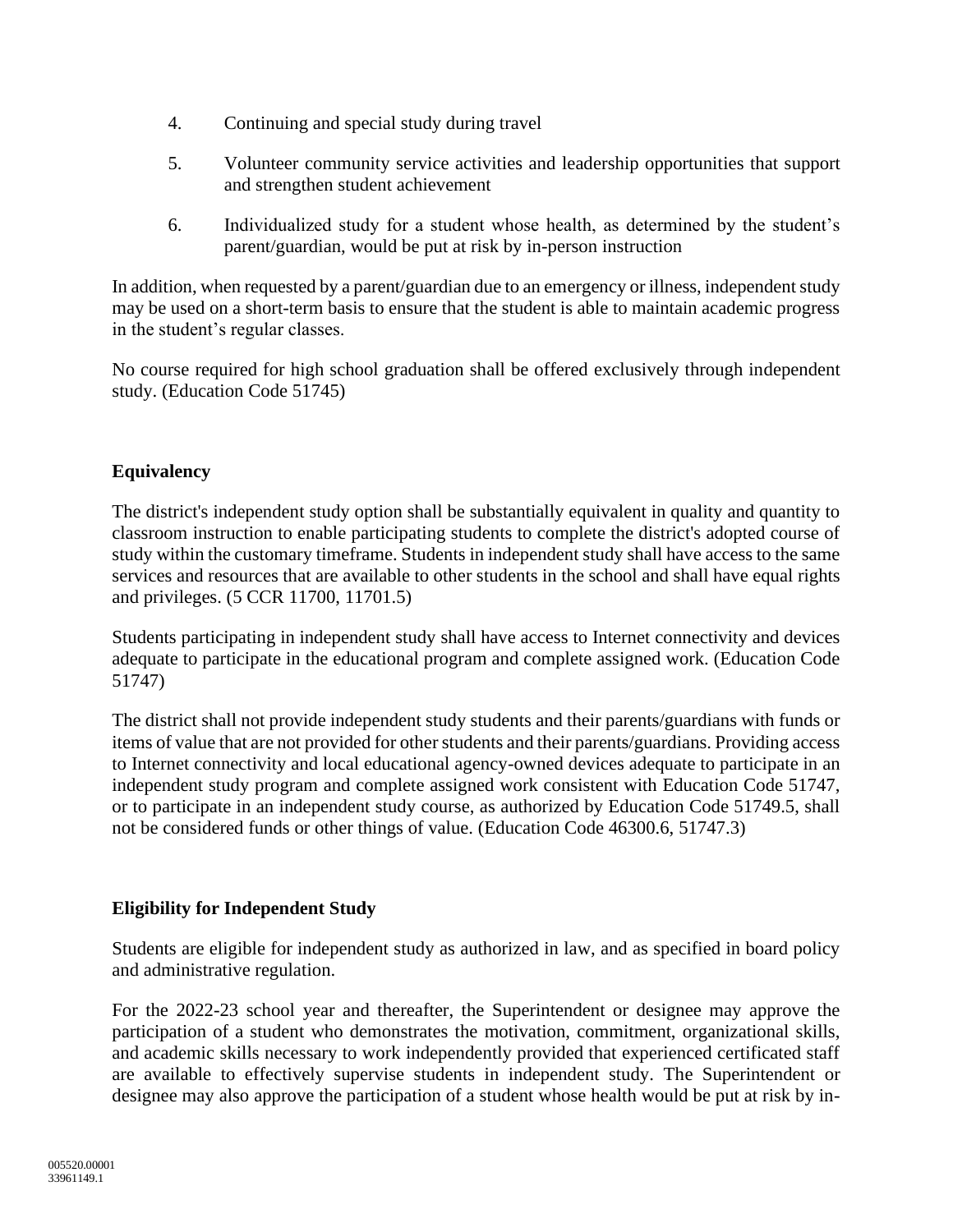4. Continuing and special study during travel

5. Volunteer community service activities and leadership opportunities that support and strengthen student achievement

6. Individualized study for a student whose health, as determined by the student's parent/guardian, would be put at risk by in-person instruction

In addition, when requested by a parent/guardian due to an emergency or illness, independent study may be used on a short-term basis to ensure that the student is able to maintain academic progress in the student's regular classes.

No course required for high school graduation shall be offered exclusively through independent study. (Education Code 51745)

**Equivalency**

The district's independent study option shall be substantially equivalent in quality and quantity to classroom instruction to enable participating students to complete the district's adopted course of study within the customary timeframe. Students in independent study shall have access to the same services and resources that are available to other students in the school and shall have equal rights and privileges. (5 CCR 11700, 11701.5)

Students participating in independent study shall have access to Internet connectivity and devices adequate to participate in the educational program and complete assigned work. (Education Code 51747)

The district shall not provide independent study students and their parents/guardians with funds or items of value that are not provided for other students and their parents/guardians. Providing access to Internet connectivity and local educational agency-owned devices adequate to participate in an independent study program and complete assigned work consistent with Education Code 51747, or to participate in an independent study course, as authorized by Education Code 51749.5, shall not be considered funds or other things of value. (Education Code 46300.6, 51747.3)

**Eligibility for Independent Study**

Students are eligible for independent study as authorized in law, and as specified in board policy and administrative regulation.

For the 2022-23 school year and thereafter, the Superintendent or designee may approve the participation of a student who demonstrates the motivation, commitment, organizational skills, and academic skills necessary to work independently provided that experienced certificated staff are available to effectively supervise students in independent study. The Superintendent or designee may also approve the participation of a student whose health would be put at risk by in-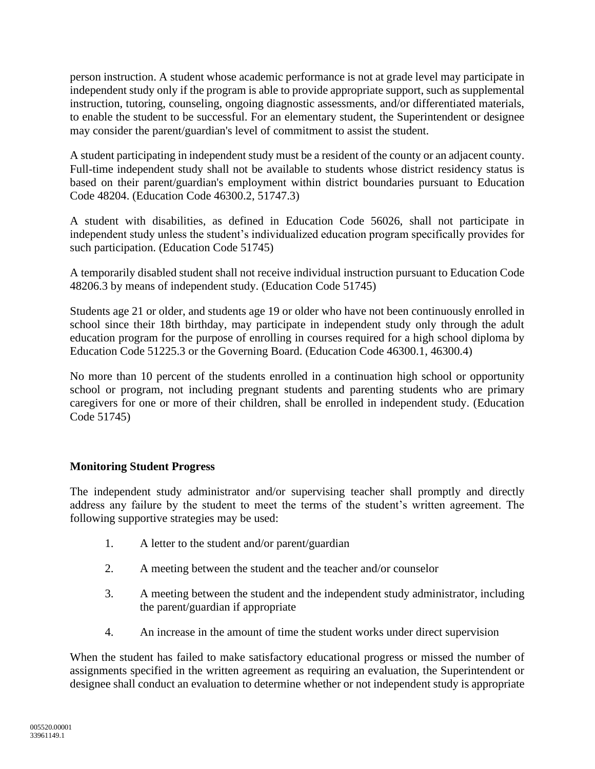person instruction. A student whose academic performance is not at grade level may participate in independent study only if the program is able to provide appropriate support, such as supplemental instruction, tutoring, counseling, ongoing diagnostic assessments, and/or differentiated materials, to enable the student to be successful. For an elementary student, the Superintendent or designee may consider the parent/guardian's level of commitment to assist the student.

A student participating in independent study must be a resident of the county or an adjacent county. Full-time independent study shall not be available to students whose district residency status is based on their parent/guardian's employment within district boundaries pursuant to Education Code 48204. (Education Code 46300.2, 51747.3)

A student with disabilities, as defined in Education Code 56026, shall not participate in independent study unless the student's individualized education program specifically provides for such participation. (Education Code 51745)

A temporarily disabled student shall not receive individual instruction pursuant to Education Code 48206.3 by means of independent study. (Education Code 51745)

Students age 21 or older, and students age 19 or older who have not been continuously enrolled in school since their 18th birthday, may participate in independent study only through the adult education program for the purpose of enrolling in courses required for a high school diploma by Education Code 51225.3 or the Governing Board. (Education Code 46300.1, 46300.4)

No more than 10 percent of the students enrolled in a continuation high school or opportunity school or program, not including pregnant students and parenting students who are primary caregivers for one or more of their children, shall be enrolled in independent study. (Education Code 51745)

**Monitoring Student Progress**

The independent study administrator and/or supervising teacher shall promptly and directly address any failure by the student to meet the terms of the student's written agreement. The following supportive strategies may be used:

1. A letter to the student and/or parent/guardian
2. A meeting between the student and the teacher and/or counselor
3. A meeting between the student and the independent study administrator, including the parent/guardian if appropriate
4. An increase in the amount of time the student works under direct supervision

When the student has failed to make satisfactory educational progress or missed the number of assignments specified in the written agreement as requiring an evaluation, the Superintendent or designee shall conduct an evaluation to determine whether or not independent study is appropriate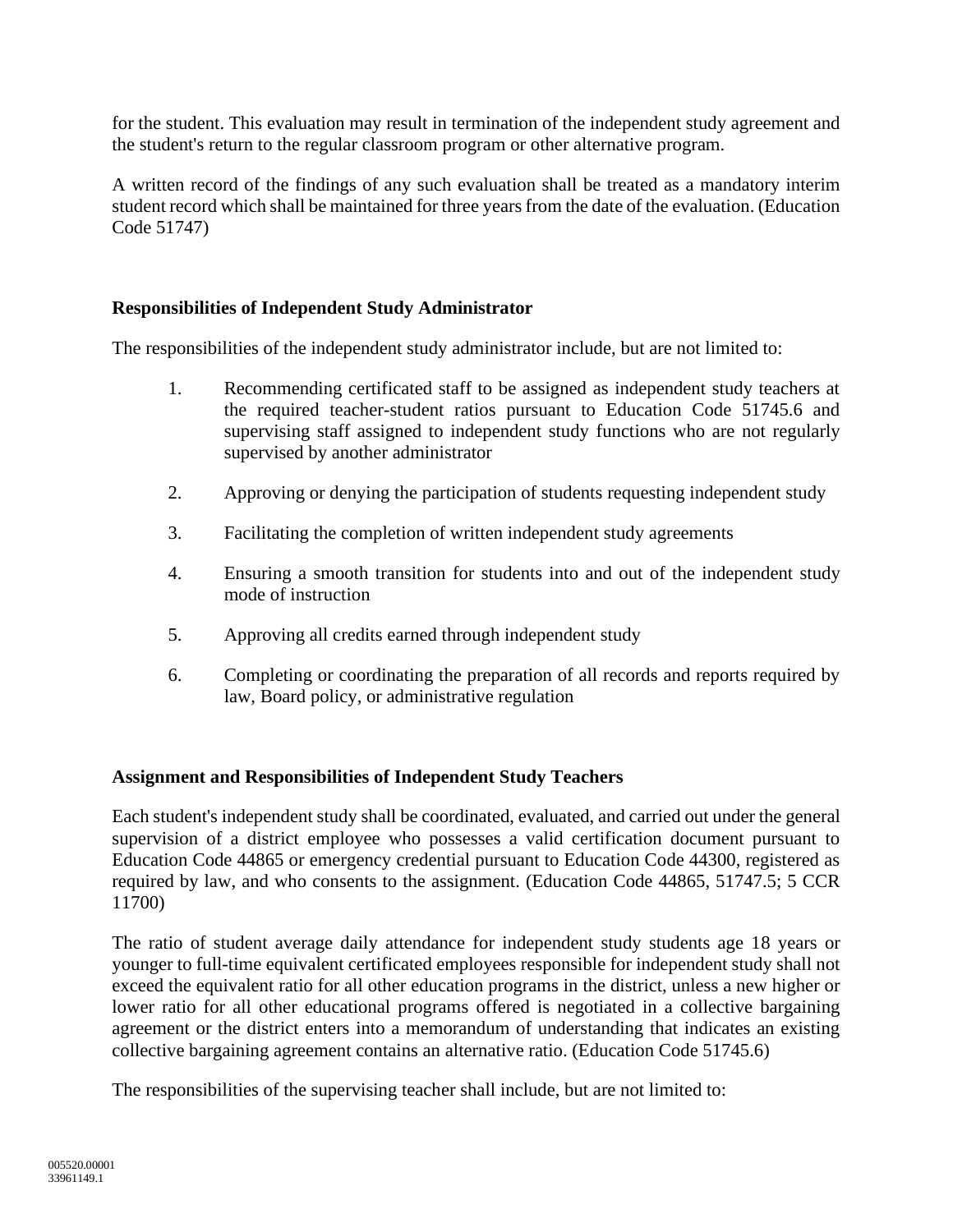for the student. This evaluation may result in termination of the independent study agreement and the student's return to the regular classroom program or other alternative program.

A written record of the findings of any such evaluation shall be treated as a mandatory interim student record which shall be maintained for three years from the date of the evaluation. (Education Code 51747)

**Responsibilities of Independent Study Administrator**

The responsibilities of the independent study administrator include, but are not limited to:

1. Recommending certificated staff to be assigned as independent study teachers at the required teacher-student ratios pursuant to Education Code 51745.6 and supervising staff assigned to independent study functions who are not regularly supervised by another administrator
2. Approving or denying the participation of students requesting independent study
3. Facilitating the completion of written independent study agreements
4. Ensuring a smooth transition for students into and out of the independent study mode of instruction
5. Approving all credits earned through independent study
6. Completing or coordinating the preparation of all records and reports required by law, Board policy, or administrative regulation

**Assignment and Responsibilities of Independent Study Teachers**

Each student's independent study shall be coordinated, evaluated, and carried out under the general supervision of a district employee who possesses a valid certification document pursuant to Education Code 44865 or emergency credential pursuant to Education Code 44300, registered as required by law, and who consents to the assignment. (Education Code 44865, 51747.5; 5 CCR 11700)

The ratio of student average daily attendance for independent study students age 18 years or younger to full-time equivalent certificated employees responsible for independent study shall not exceed the equivalent ratio for all other education programs in the district, unless a new higher or lower ratio for all other educational programs offered is negotiated in a collective bargaining agreement or the district enters into a memorandum of understanding that indicates an existing collective bargaining agreement contains an alternative ratio. (Education Code 51745.6)

The responsibilities of the supervising teacher shall include, but are not limited to: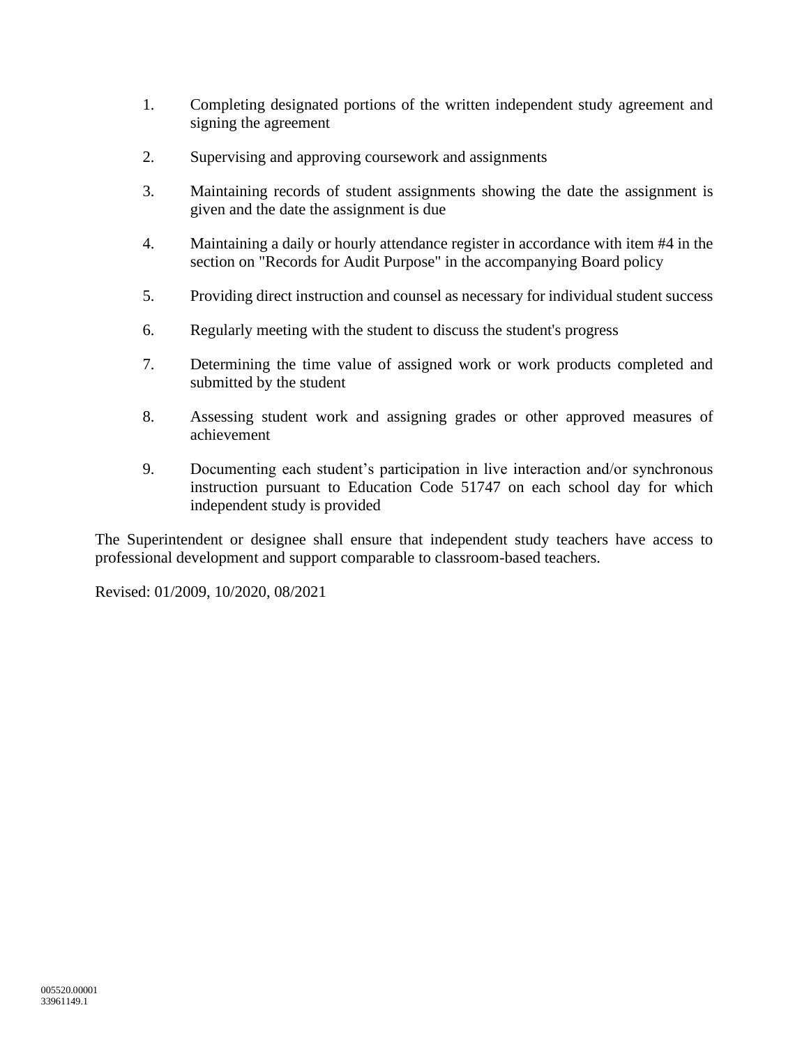1. Completing designated portions of the written independent study agreement and signing the agreement

2. Supervising and approving coursework and assignments

3. Maintaining records of student assignments showing the date the assignment is given and the date the assignment is due

4. Maintaining a daily or hourly attendance register in accordance with item #4 in the section on "Records for Audit Purpose" in the accompanying Board policy

5. Providing direct instruction and counsel as necessary for individual student success

6. Regularly meeting with the student to discuss the student's progress

7. Determining the time value of assigned work or work products completed and submitted by the student

8. Assessing student work and assigning grades or other approved measures of achievement

9. Documenting each student's participation in live interaction and/or synchronous instruction pursuant to Education Code 51747 on each school day for which independent study is provided

The Superintendent or designee shall ensure that independent study teachers have access to professional development and support comparable to classroom-based teachers.

Revised: 01/2009, 10/2020, 08/2021

005520.00001
33961149.1